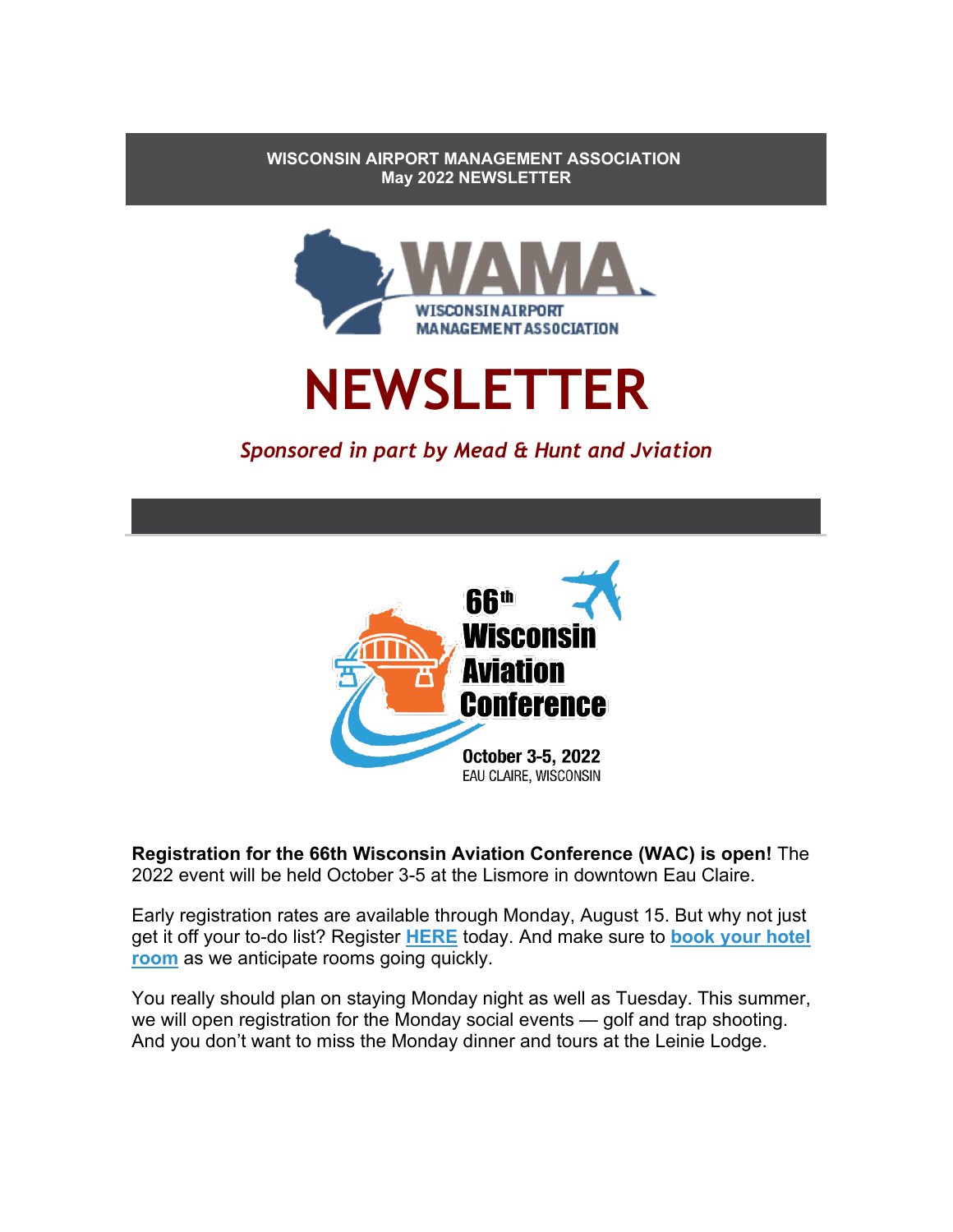**WISCONSIN AIRPORT MANAGEMENT ASSOCIATION**
**May 2022 NEWSLETTER**

# NEWSLETTER

*Sponsored in part by Mead & Hunt and Jviation*

**Registration for the 66th Wisconsin Aviation Conference (WAC) is open!** The 2022 event will be held October 3-5 at the Lismore in downtown Eau Claire.

Early registration rates are available through Monday, August 15. But why not just get it off your to-do list? Register **HERE** today. And make sure to **book your hotel room** as we anticipate rooms going quickly.

You really should plan on staying Monday night as well as Tuesday. This summer, we will open registration for the Monday social events — golf and trap shooting. And you don't want to miss the Monday dinner and tours at the Leinie Lodge.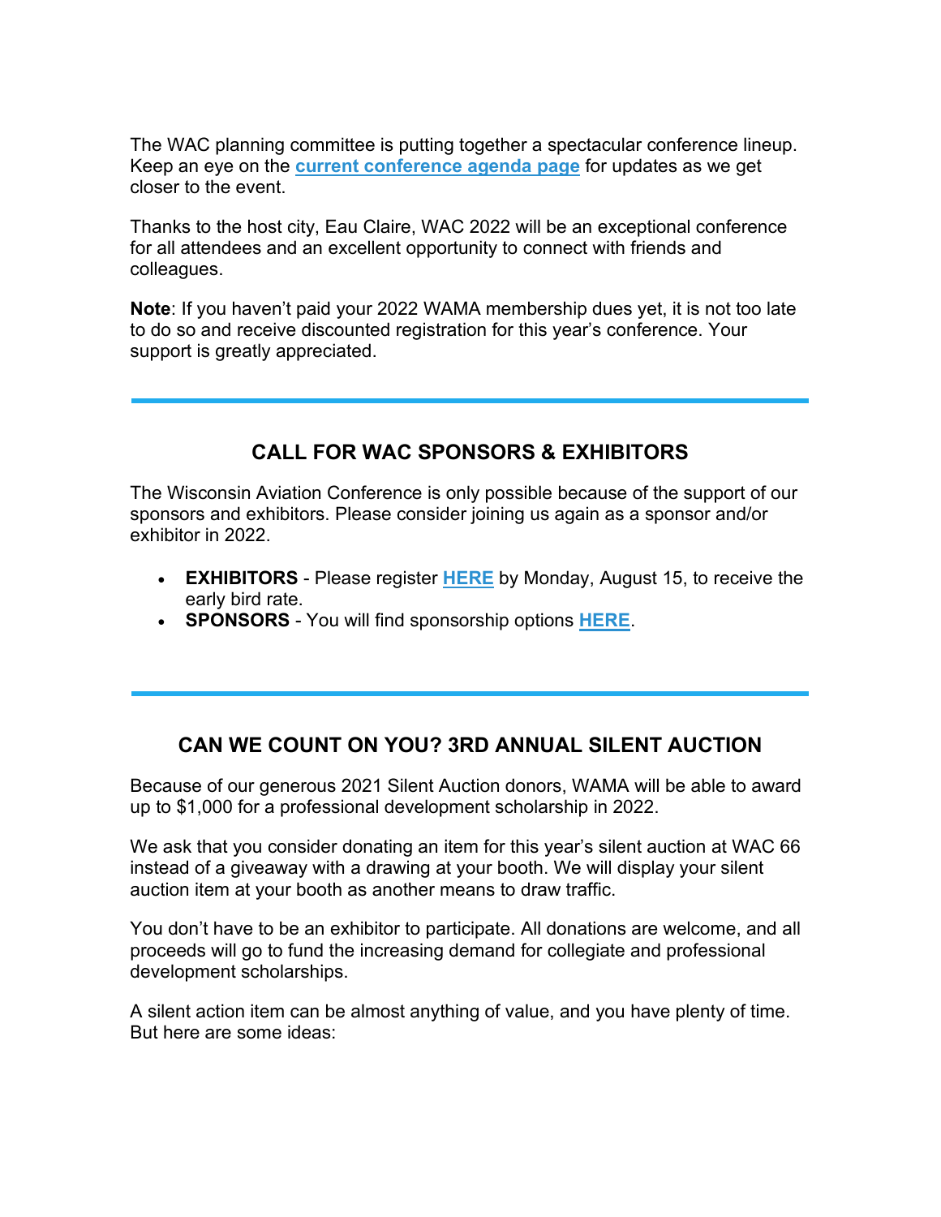The WAC planning committee is putting together a spectacular conference lineup. Keep an eye on the **current conference agenda page** for updates as we get closer to the event.

Thanks to the host city, Eau Claire, WAC 2022 will be an exceptional conference for all attendees and an excellent opportunity to connect with friends and colleagues.

**Note**: If you haven't paid your 2022 WAMA membership dues yet, it is not too late to do so and receive discounted registration for this year's conference. Your support is greatly appreciated.

---

## CALL FOR WAC SPONSORS & EXHIBITORS

The Wisconsin Aviation Conference is only possible because of the support of our sponsors and exhibitors. Please consider joining us again as a sponsor and/or exhibitor in 2022.

- **EXHIBITORS** - Please register **HERE** by Monday, August 15, to receive the early bird rate.
- **SPONSORS** - You will find sponsorship options **HERE**.

---

## CAN WE COUNT ON YOU? 3RD ANNUAL SILENT AUCTION

Because of our generous 2021 Silent Auction donors, WAMA will be able to award up to $1,000 for a professional development scholarship in 2022.

We ask that you consider donating an item for this year's silent auction at WAC 66 instead of a giveaway with a drawing at your booth. We will display your silent auction item at your booth as another means to draw traffic.

You don't have to be an exhibitor to participate. All donations are welcome, and all proceeds will go to fund the increasing demand for collegiate and professional development scholarships.

A silent action item can be almost anything of value, and you have plenty of time. But here are some ideas: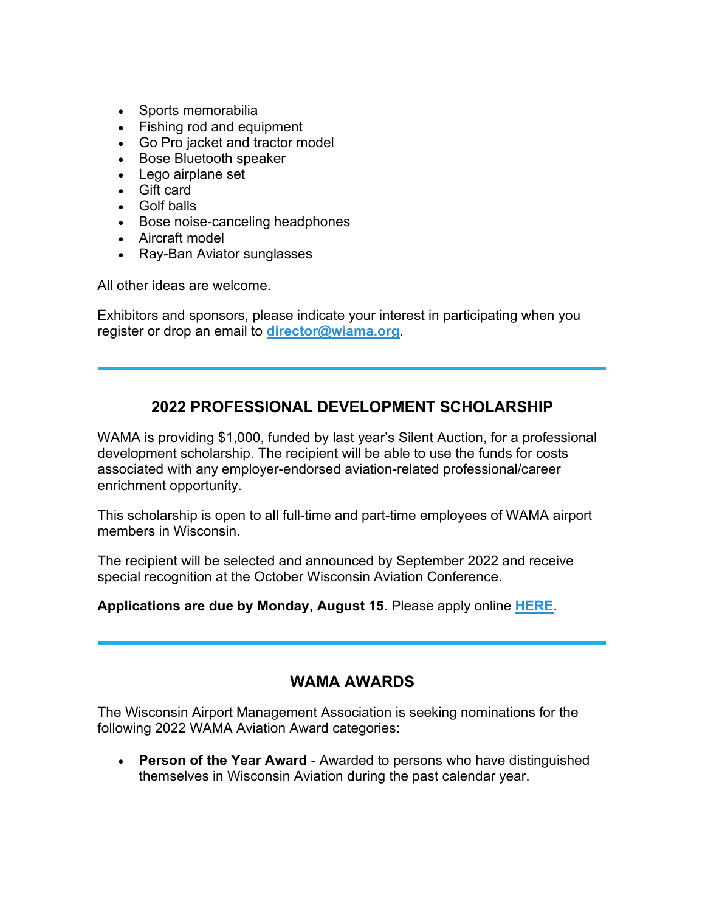- Sports memorabilia
- Fishing rod and equipment
- Go Pro jacket and tractor model
- Bose Bluetooth speaker
- Lego airplane set
- Gift card
- Golf balls
- Bose noise-canceling headphones
- Aircraft model
- Ray-Ban Aviator sunglasses

All other ideas are welcome.

Exhibitors and sponsors, please indicate your interest in participating when you register or drop an email to **director@wiama.org**.

---

## 2022 PROFESSIONAL DEVELOPMENT SCHOLARSHIP

WAMA is providing $1,000, funded by last year's Silent Auction, for a professional development scholarship. The recipient will be able to use the funds for costs associated with any employer-endorsed aviation-related professional/career enrichment opportunity.

This scholarship is open to all full-time and part-time employees of WAMA airport members in Wisconsin.

The recipient will be selected and announced by September 2022 and receive special recognition at the October Wisconsin Aviation Conference.

**Applications are due by Monday, August 15**. Please apply online **HERE**.

---

## WAMA AWARDS

The Wisconsin Airport Management Association is seeking nominations for the following 2022 WAMA Aviation Award categories:

- **Person of the Year Award** - Awarded to persons who have distinguished themselves in Wisconsin Aviation during the past calendar year.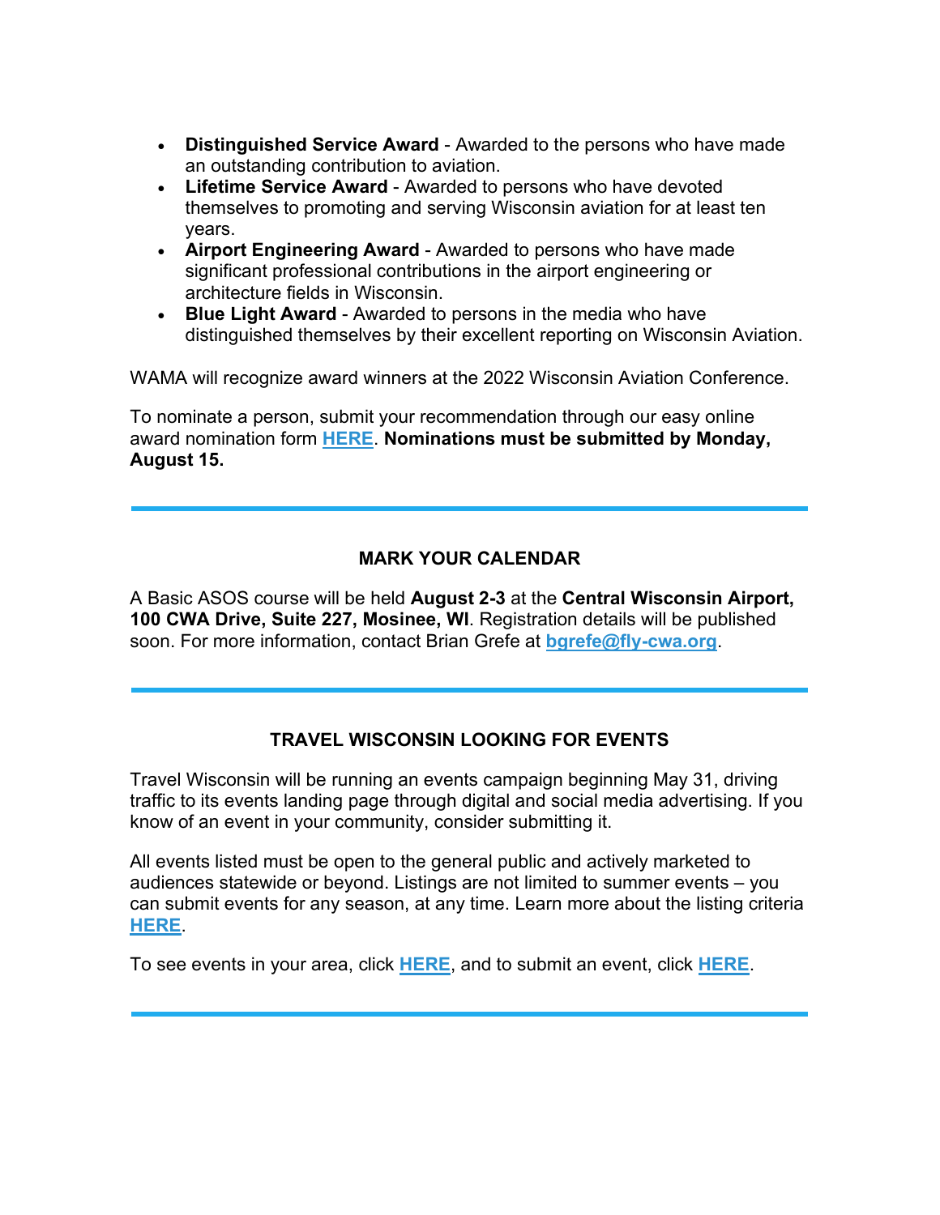- **Distinguished Service Award** - Awarded to the persons who have made an outstanding contribution to aviation.
- **Lifetime Service Award** - Awarded to persons who have devoted themselves to promoting and serving Wisconsin aviation for at least ten years.
- **Airport Engineering Award** - Awarded to persons who have made significant professional contributions in the airport engineering or architecture fields in Wisconsin.
- **Blue Light Award** - Awarded to persons in the media who have distinguished themselves by their excellent reporting on Wisconsin Aviation.

WAMA will recognize award winners at the 2022 Wisconsin Aviation Conference.

To nominate a person, submit your recommendation through our easy online award nomination form **HERE**. **Nominations must be submitted by Monday, August 15.**

---

## MARK YOUR CALENDAR

A Basic ASOS course will be held **August 2-3** at the **Central Wisconsin Airport, 100 CWA Drive, Suite 227, Mosinee, WI**. Registration details will be published soon. For more information, contact Brian Grefe at **bgrefe@fly-cwa.org**.

---

## TRAVEL WISCONSIN LOOKING FOR EVENTS

Travel Wisconsin will be running an events campaign beginning May 31, driving traffic to its events landing page through digital and social media advertising. If you know of an event in your community, consider submitting it.

All events listed must be open to the general public and actively marketed to audiences statewide or beyond. Listings are not limited to summer events – you can submit events for any season, at any time. Learn more about the listing criteria **HERE**.

To see events in your area, click **HERE**, and to submit an event, click **HERE**.

---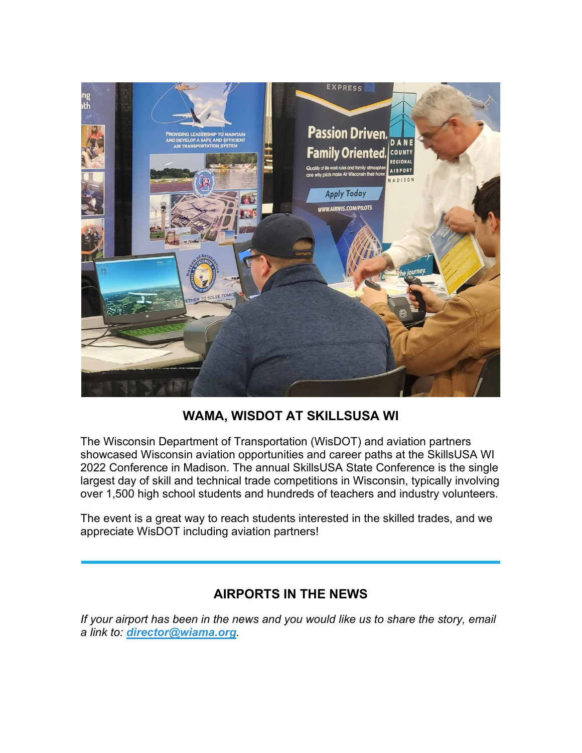## WAMA, WISDOT AT SKILLSUSA WI

The Wisconsin Department of Transportation (WisDOT) and aviation partners showcased Wisconsin aviation opportunities and career paths at the SkillsUSA WI 2022 Conference in Madison. The annual SkillsUSA State Conference is the single largest day of skill and technical trade competitions in Wisconsin, typically involving over 1,500 high school students and hundreds of teachers and industry volunteers.

The event is a great way to reach students interested in the skilled trades, and we appreciate WisDOT including aviation partners!

---

## AIRPORTS IN THE NEWS

*If your airport has been in the news and you would like us to share the story, email a link to: **director@wiama.org**.*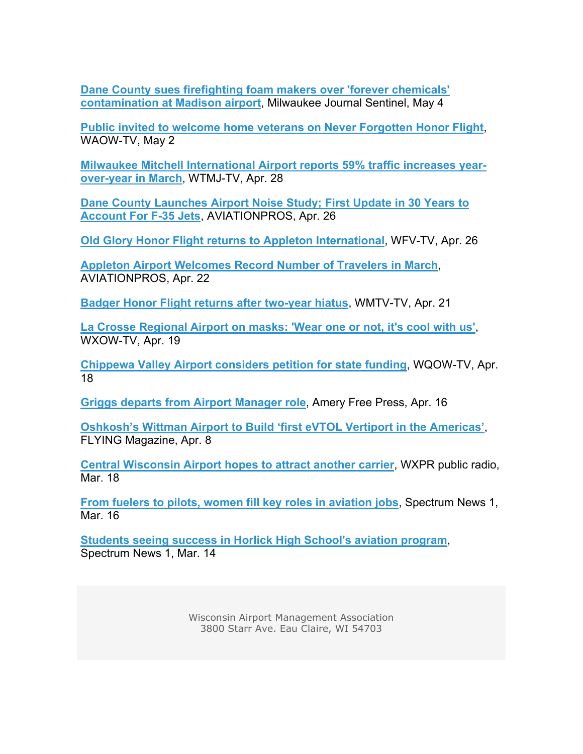**Dane County sues firefighting foam makers over 'forever chemicals' contamination at Madison airport**, Milwaukee Journal Sentinel, May 4

**Public invited to welcome home veterans on Never Forgotten Honor Flight**, WAOW-TV, May 2

**Milwaukee Mitchell International Airport reports 59% traffic increases year-over-year in March**, WTMJ-TV, Apr. 28

**Dane County Launches Airport Noise Study; First Update in 30 Years to Account For F-35 Jets**, AVIATIONPROS, Apr. 26

**Old Glory Honor Flight returns to Appleton International**, WFV-TV, Apr. 26

**Appleton Airport Welcomes Record Number of Travelers in March**, AVIATIONPROS, Apr. 22

**Badger Honor Flight returns after two-year hiatus**, WMTV-TV, Apr. 21

**La Crosse Regional Airport on masks: 'Wear one or not, it's cool with us'**, WXOW-TV, Apr. 19

**Chippewa Valley Airport considers petition for state funding**, WQOW-TV, Apr. 18

**Griggs departs from Airport Manager role**, Amery Free Press, Apr. 16

**Oshkosh's Wittman Airport to Build 'first eVTOL Vertiport in the Americas'**, FLYING Magazine, Apr. 8

**Central Wisconsin Airport hopes to attract another carrier**, WXPR public radio, Mar. 18

**From fuelers to pilots, women fill key roles in aviation jobs**, Spectrum News 1, Mar. 16

**Students seeing success in Horlick High School's aviation program**, Spectrum News 1, Mar. 14

Wisconsin Airport Management Association
3800 Starr Ave. Eau Claire, WI 54703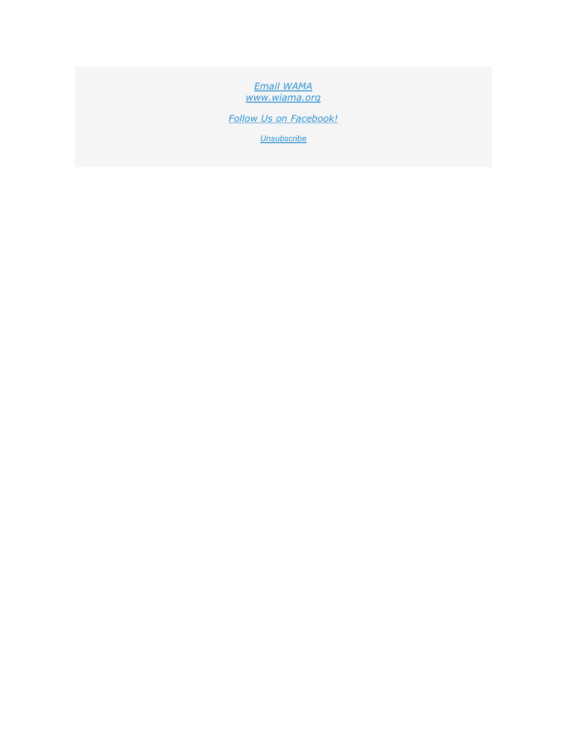*Email WAMA*
*www.wiama.org*

*Follow Us on Facebook!*

*Unsubscribe*